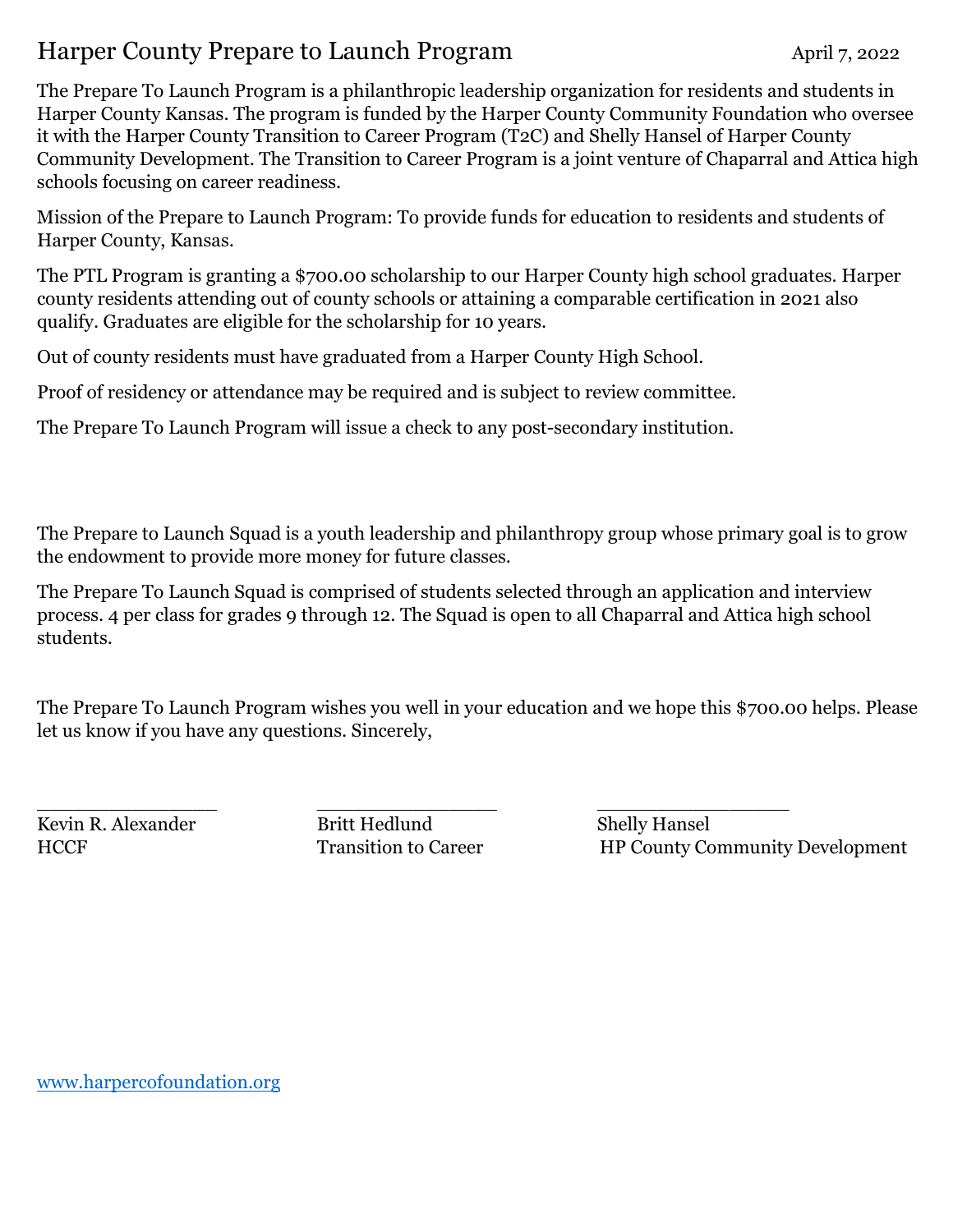# Harper County Prepare to Launch Program

April 7, 2022

The Prepare To Launch Program is a philanthropic leadership organization for residents and students in Harper County Kansas. The program is funded by the Harper County Community Foundation who oversee it with the Harper County Transition to Career Program (T2C) and Shelly Hansel of Harper County Community Development. The Transition to Career Program is a joint venture of Chaparral and Attica high schools focusing on career readiness.

Mission of the Prepare to Launch Program: To provide funds for education to residents and students of Harper County, Kansas.

The PTL Program is granting a $700.00 scholarship to our Harper County high school graduates. Harper county residents attending out of county schools or attaining a comparable certification in 2021 also qualify. Graduates are eligible for the scholarship for 10 years.

Out of county residents must have graduated from a Harper County High School.

Proof of residency or attendance may be required and is subject to review committee.

The Prepare To Launch Program will issue a check to any post-secondary institution.

The Prepare to Launch Squad is a youth leadership and philanthropy group whose primary goal is to grow the endowment to provide more money for future classes.

The Prepare To Launch Squad is comprised of students selected through an application and interview process. 4 per class for grades 9 through 12. The Squad is open to all Chaparral and Attica high school students.

The Prepare To Launch Program wishes you well in your education and we hope this $700.00 helps. Please let us know if you have any questions. Sincerely,

| \_\_\_\_\_\_\_\_\_\_\_\_\_\_\_\_ | \_\_\_\_\_\_\_\_\_\_\_\_\_\_\_\_ | \_\_\_\_\_\_\_\_\_\_\_\_\_\_\_\_\_ |
|---|---|---|
| Kevin R. Alexander | Britt Hedlund | Shelly Hansel |
| HCCF | Transition to Career | HP County Community Development |

www.harpercofoundation.org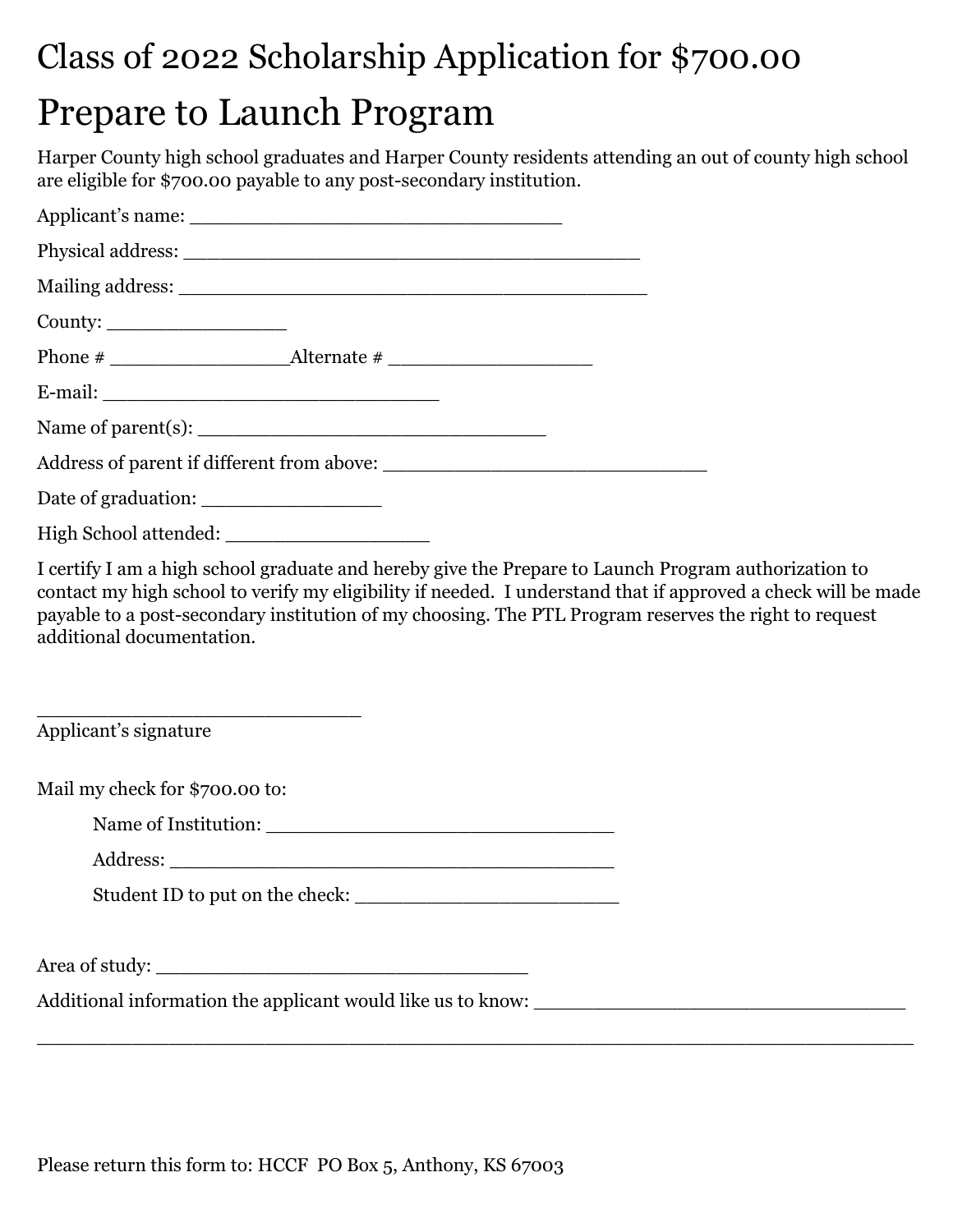# Class of 2022 Scholarship Application for $700.00

# Prepare to Launch Program

Harper County high school graduates and Harper County residents attending an out of county high school are eligible for $700.00 payable to any post-secondary institution.

Applicant's name: ________________________________

Physical address: ________________________________________

Mailing address: _________________________________________

County: ________________

Phone # ________________Alternate # __________________

E-mail: ______________________________

Name of parent(s): ______________________________

Address of parent if different from above: ____________________________

Date of graduation: ________________

High School attended: __________________

I certify I am a high school graduate and hereby give the Prepare to Launch Program authorization to contact my high school to verify my eligibility if needed. I understand that if approved a check will be made payable to a post-secondary institution of my choosing. The PTL Program reserves the right to request additional documentation.

_____________________________
Applicant's signature

Mail my check for $700.00 to:

Name of Institution: ______________________________

Address: _______________________________________

Student ID to put on the check: _______________________

Area of study: _________________________________

Additional information the applicant would like us to know: _________________________________
_______________________________________________________________________________

Please return this form to: HCCF PO Box 5, Anthony, KS 67003